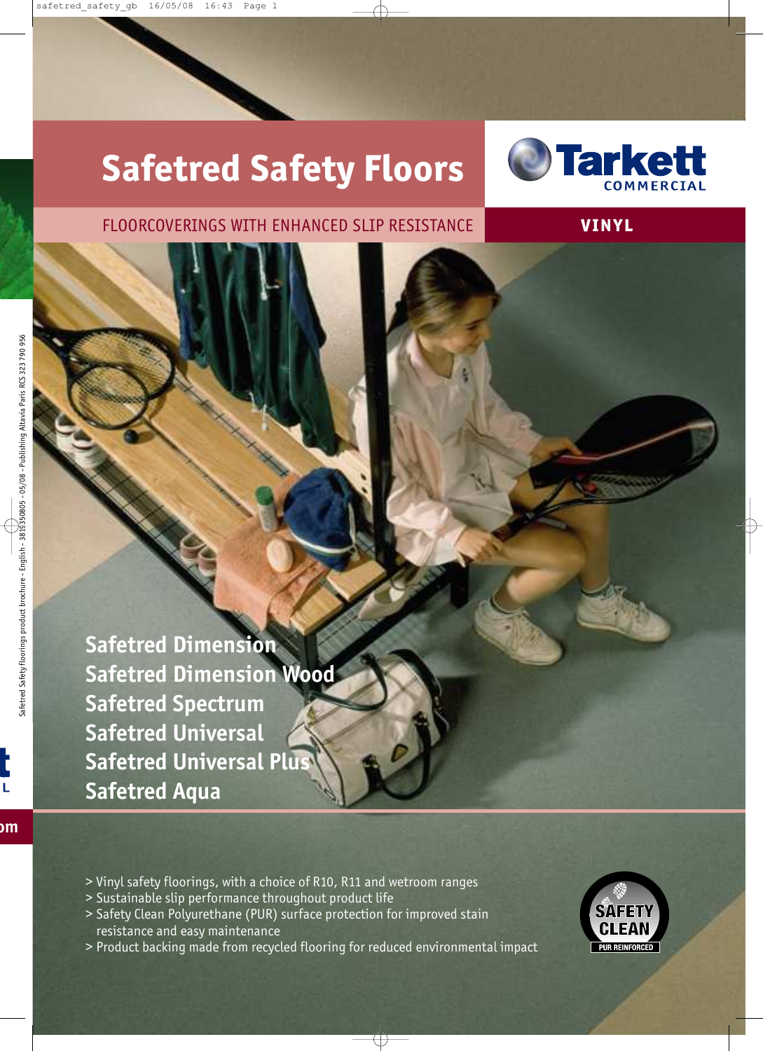# Safetred Safety Floors

Tarkett COMMERCIAL

FLOORCOVERINGS WITH ENHANCED SLIP RESISTANCE

**VINYL**

## Safetred Dimension
## Safetred Dimension Wood
## Safetred Spectrum
## Safetred Universal
## Safetred Universal Plus
## Safetred Aqua

> Vinyl safety floorings, with a choice of R10, R11 and wetroom ranges
> Sustainable slip performance throughout product life
> Safety Clean Polyurethane (PUR) surface protection for improved stain resistance and easy maintenance
> Product backing made from recycled flooring for reduced environmental impact

SAFETY CLEAN PUR REINFORCED

Safetred Safety floorings product brochure - English - 3819350805 - 05/08 - Publishing Altavia Paris RCS 323 790 956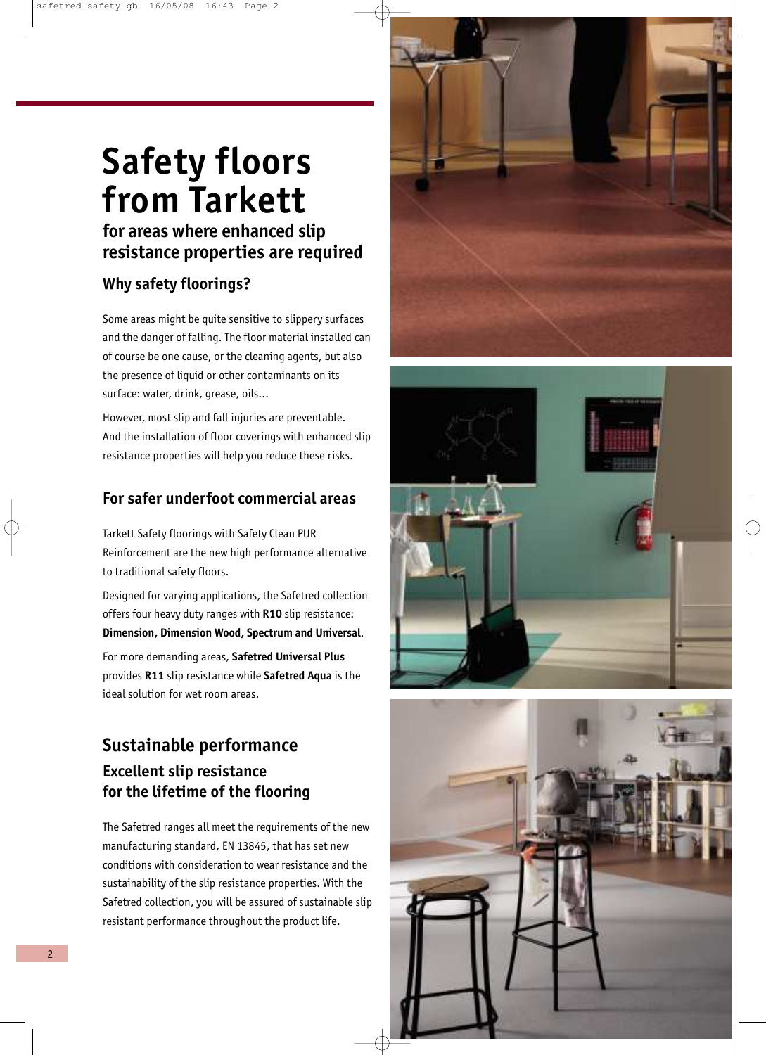# Safety floors from Tarkett

## for areas where enhanced slip resistance properties are required

### Why safety floorings?

Some areas might be quite sensitive to slippery surfaces and the danger of falling. The floor material installed can of course be one cause, or the cleaning agents, but also the presence of liquid or other contaminants on its surface: water, drink, grease, oils…

However, most slip and fall injuries are preventable. And the installation of floor coverings with enhanced slip resistance properties will help you reduce these risks.

### For safer underfoot commercial areas

Tarkett Safety floorings with Safety Clean PUR Reinforcement are the new high performance alternative to traditional safety floors.

Designed for varying applications, the Safetred collection offers four heavy duty ranges with **R10** slip resistance: **Dimension, Dimension Wood, Spectrum and Universal**.

For more demanding areas, **Safetred Universal Plus** provides **R11** slip resistance while **Safetred Aqua** is the ideal solution for wet room areas.

## Sustainable performance

### Excellent slip resistance for the lifetime of the flooring

The Safetred ranges all meet the requirements of the new manufacturing standard, EN 13845, that has set new conditions with consideration to wear resistance and the sustainability of the slip resistance properties. With the Safetred collection, you will be assured of sustainable slip resistant performance throughout the product life.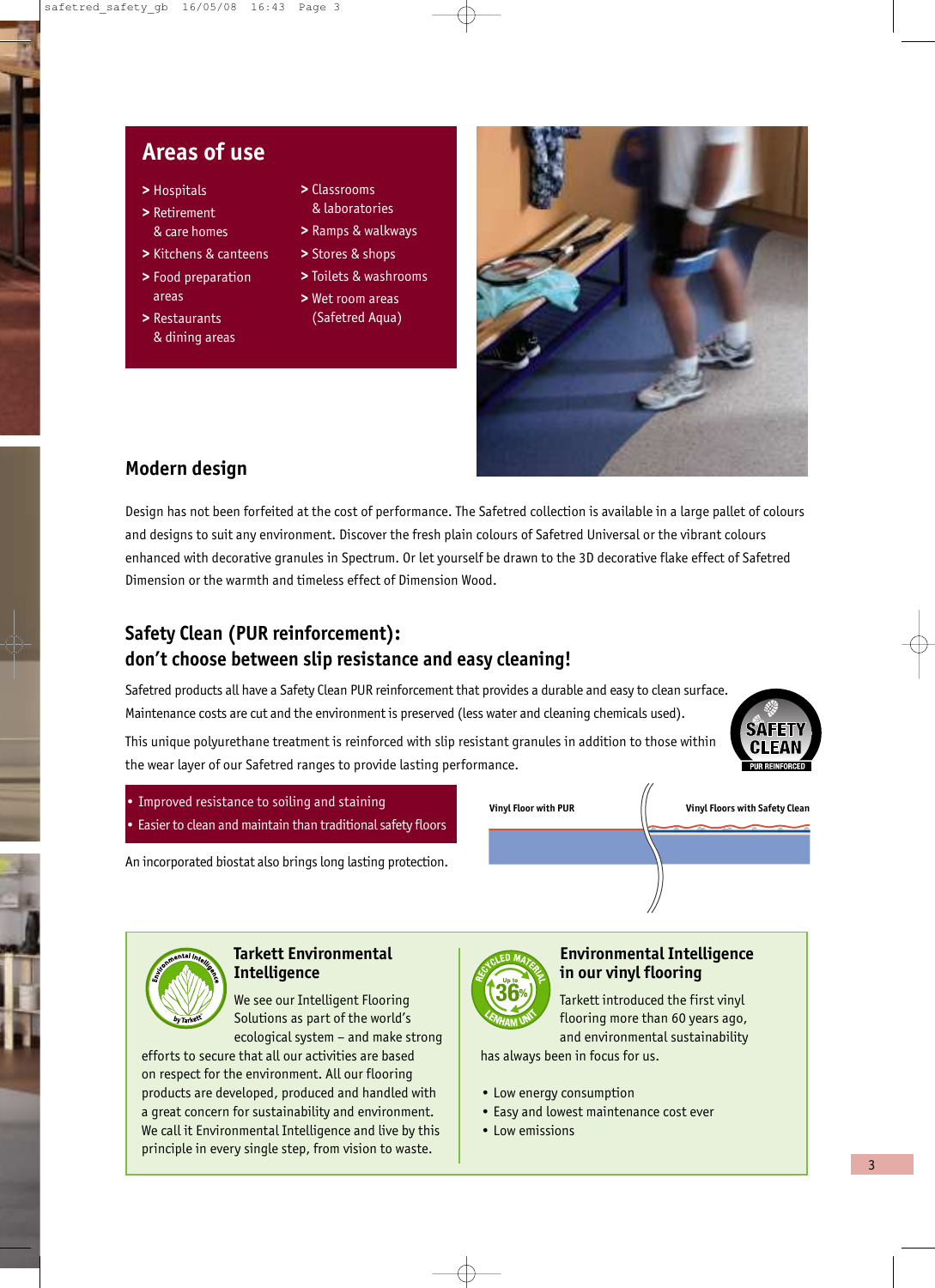## Areas of use

- > Hospitals
- > Retirement & care homes
- > Kitchens & canteens
- > Food preparation areas
- > Restaurants & dining areas
- > Classrooms & laboratories
- > Ramps & walkways
- > Stores & shops
- > Toilets & washrooms
- > Wet room areas (Safetred Aqua)

## Modern design

Design has not been forfeited at the cost of performance. The Safetred collection is available in a large pallet of colours and designs to suit any environment. Discover the fresh plain colours of Safetred Universal or the vibrant colours enhanced with decorative granules in Spectrum. Or let yourself be drawn to the 3D decorative flake effect of Safetred Dimension or the warmth and timeless effect of Dimension Wood.

## Safety Clean (PUR reinforcement): don't choose between slip resistance and easy cleaning!

Safetred products all have a Safety Clean PUR reinforcement that provides a durable and easy to clean surface. Maintenance costs are cut and the environment is preserved (less water and cleaning chemicals used).

This unique polyurethane treatment is reinforced with slip resistant granules in addition to those within the wear layer of our Safetred ranges to provide lasting performance.

SAFETY CLEAN — PUR REINFORCED

- Improved resistance to soiling and staining
- Easier to clean and maintain than traditional safety floors

An incorporated biostat also brings long lasting protection.

Vinyl Floor with PUR | Vinyl Floors with Safety Clean

### Tarkett Environmental Intelligence

We see our Intelligent Flooring Solutions as part of the world's ecological system – and make strong efforts to secure that all our activities are based on respect for the environment. All our flooring products are developed, produced and handled with a great concern for sustainability and environment. We call it Environmental Intelligence and live by this principle in every single step, from vision to waste.

### Environmental Intelligence in our vinyl flooring

Recycled material — Up to 36% — Lenham unit

Tarkett introduced the first vinyl flooring more than 60 years ago, and environmental sustainability has always been in focus for us.

- Low energy consumption
- Easy and lowest maintenance cost ever
- Low emissions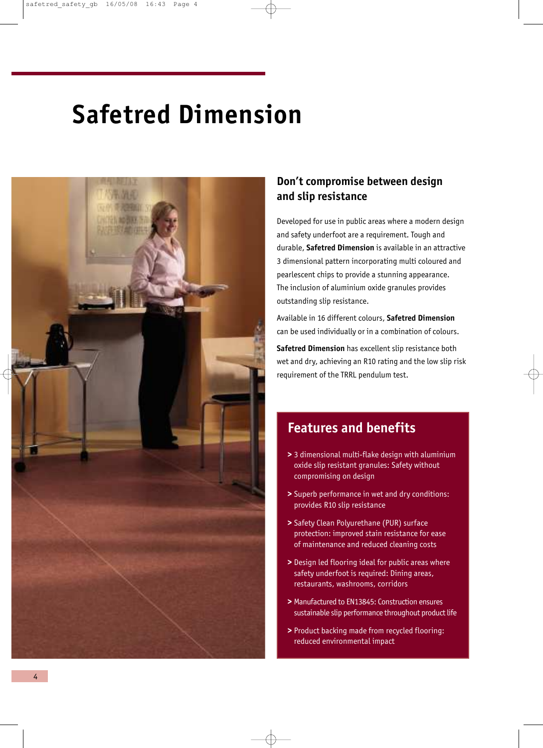# Safetred Dimension

## Don't compromise between design and slip resistance

Developed for use in public areas where a modern design and safety underfoot are a requirement. Tough and durable, **Safetred Dimension** is available in an attractive 3 dimensional pattern incorporating multi coloured and pearlescent chips to provide a stunning appearance. The inclusion of aluminium oxide granules provides outstanding slip resistance.

Available in 16 different colours, **Safetred Dimension** can be used individually or in a combination of colours.

**Safetred Dimension** has excellent slip resistance both wet and dry, achieving an R10 rating and the low slip risk requirement of the TRRL pendulum test.

## Features and benefits

- 3 dimensional multi-flake design with aluminium oxide slip resistant granules: Safety without compromising on design
- Superb performance in wet and dry conditions: provides R10 slip resistance
- Safety Clean Polyurethane (PUR) surface protection: improved stain resistance for ease of maintenance and reduced cleaning costs
- Design led flooring ideal for public areas where safety underfoot is required: Dining areas, restaurants, washrooms, corridors
- Manufactured to EN13845: Construction ensures sustainable slip performance throughout product life
- Product backing made from recycled flooring: reduced environmental impact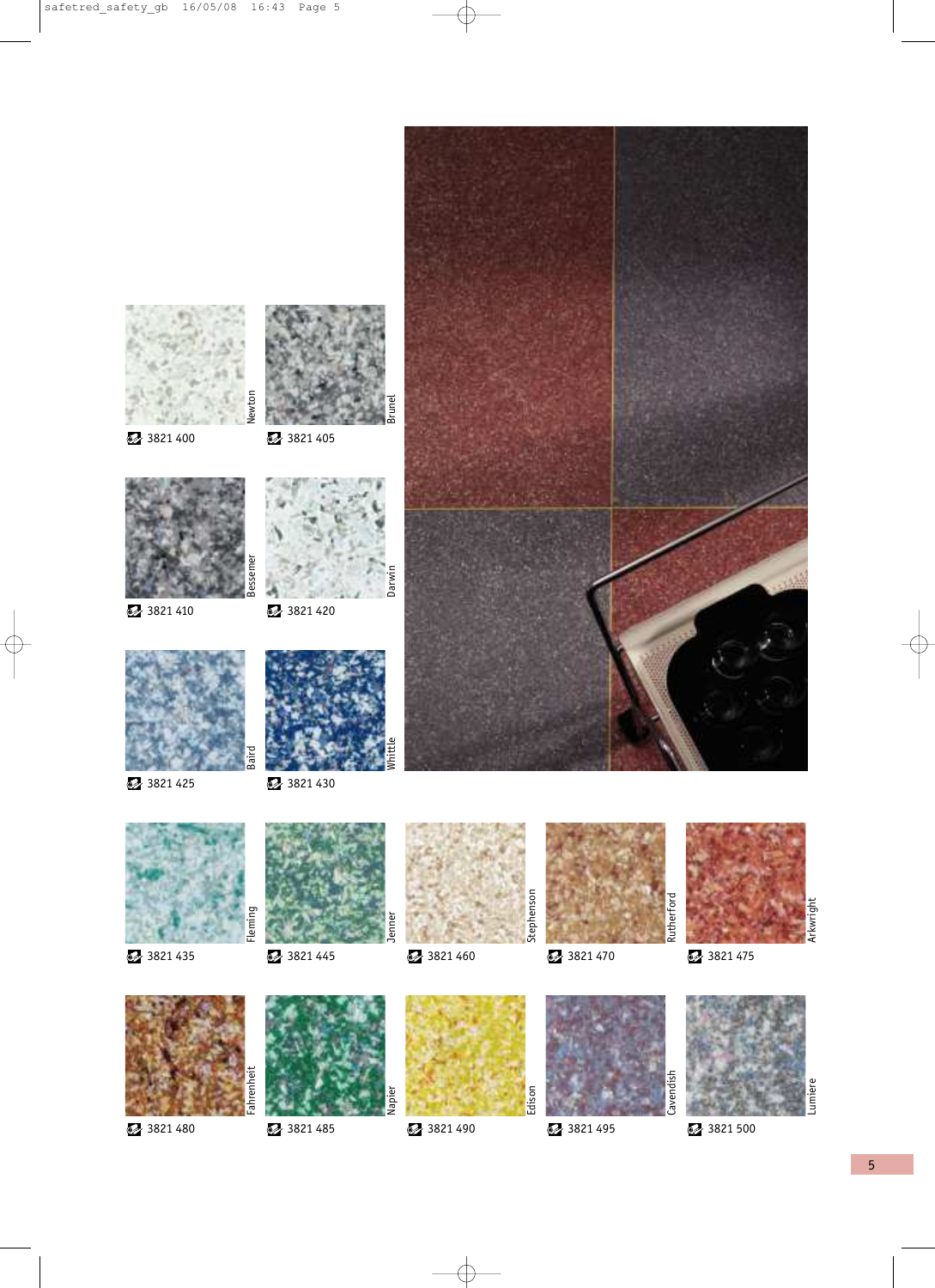| Name | Code |
| --- | --- |
| Newton | 3821 400 |
| Brunel | 3821 405 |
| Bessemer | 3821 410 |
| Darwin | 3821 420 |
| Baird | 3821 425 |
| Whittle | 3821 430 |
| Fleming | 3821 435 |
| Jenner | 3821 445 |
| Stephenson | 3821 460 |
| Rutherford | 3821 470 |
| Arkwright | 3821 475 |
| Fahrenheit | 3821 480 |
| Napier | 3821 485 |
| Edison | 3821 490 |
| Cavendish | 3821 495 |
| Lumiere | 3821 500 |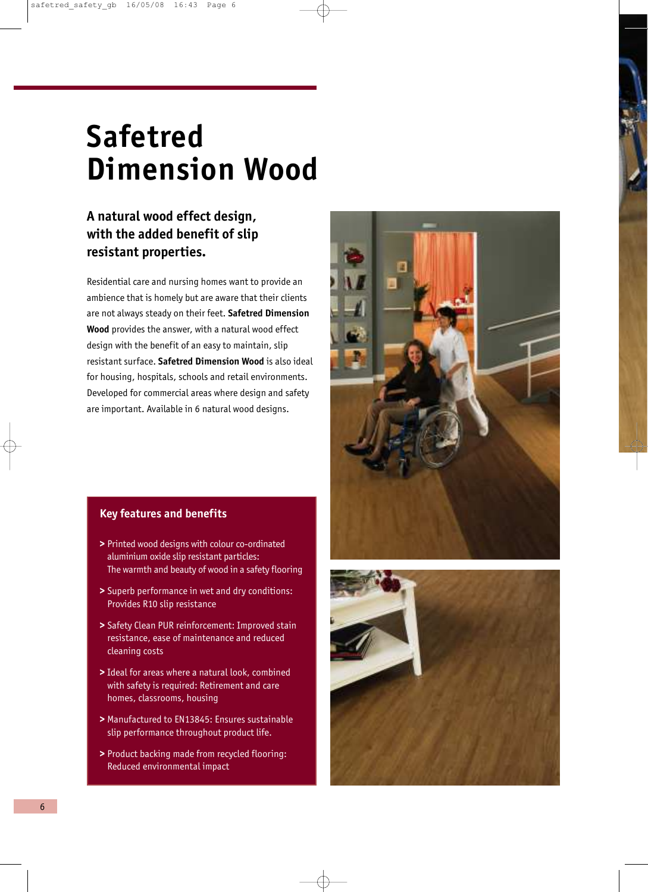# Safetred Dimension Wood

### A natural wood effect design, with the added benefit of slip resistant properties.

Residential care and nursing homes want to provide an ambience that is homely but are aware that their clients are not always steady on their feet. **Safetred Dimension Wood** provides the answer, with a natural wood effect design with the benefit of an easy to maintain, slip resistant surface. **Safetred Dimension Wood** is also ideal for housing, hospitals, schools and retail environments. Developed for commercial areas where design and safety are important. Available in 6 natural wood designs.

## Key features and benefits

> Printed wood designs with colour co-ordinated aluminium oxide slip resistant particles: The warmth and beauty of wood in a safety flooring

> Superb performance in wet and dry conditions: Provides R10 slip resistance

> Safety Clean PUR reinforcement: Improved stain resistance, ease of maintenance and reduced cleaning costs

> Ideal for areas where a natural look, combined with safety is required: Retirement and care homes, classrooms, housing

> Manufactured to EN13845: Ensures sustainable slip performance throughout product life.

> Product backing made from recycled flooring: Reduced environmental impact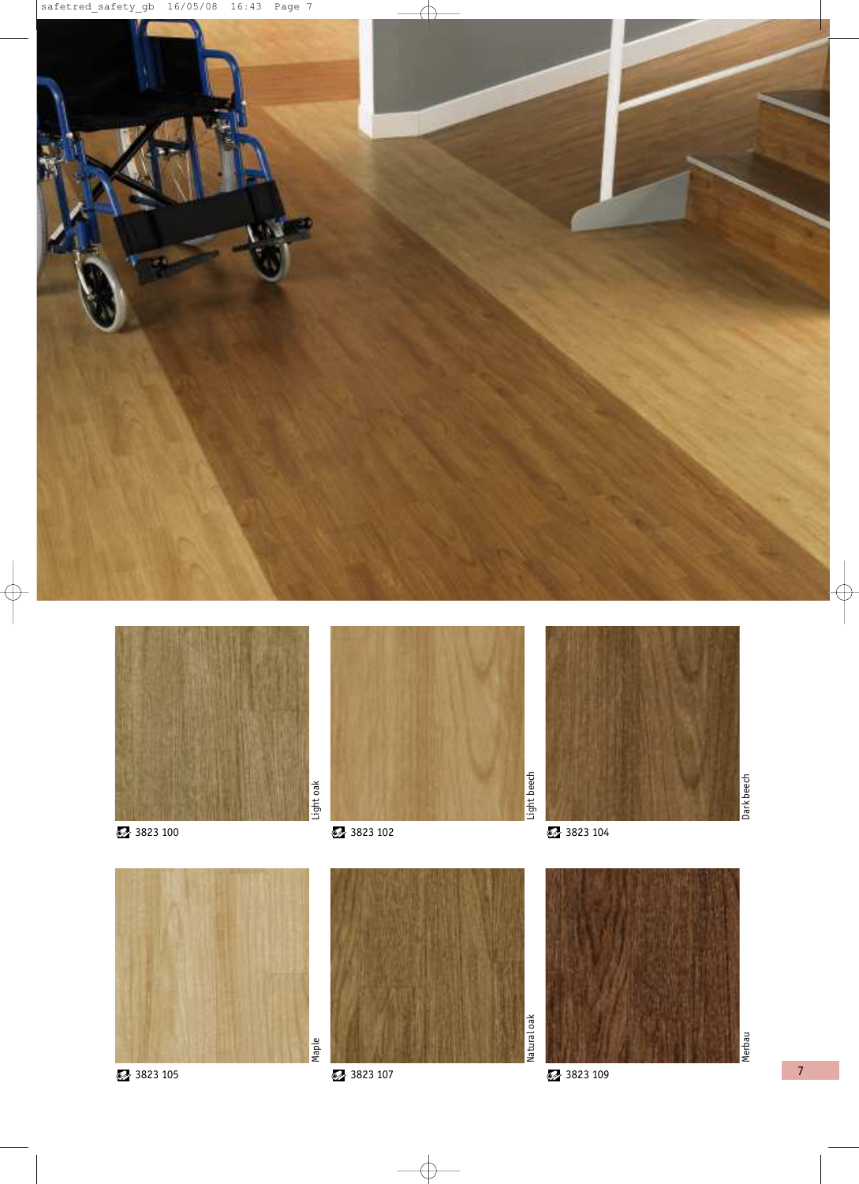3823 100 — Light oak

3823 102 — Light beech

3823 104 — Dark beech

3823 105 — Maple

3823 107 — Natural oak

3823 109 — Merbau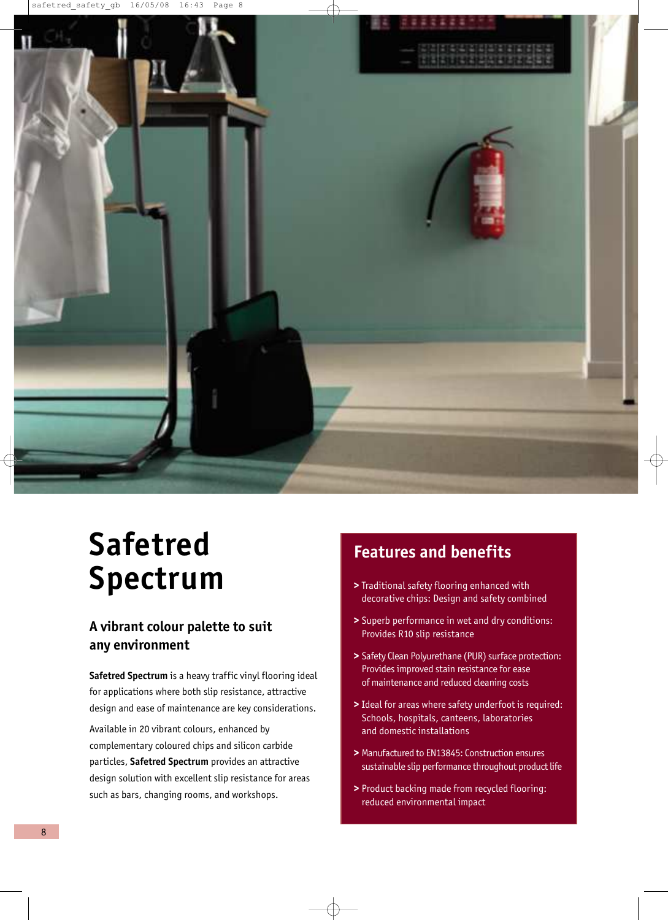# Safetred Spectrum

## A vibrant colour palette to suit any environment

**Safetred Spectrum** is a heavy traffic vinyl flooring ideal for applications where both slip resistance, attractive design and ease of maintenance are key considerations.

Available in 20 vibrant colours, enhanced by complementary coloured chips and silicon carbide particles, **Safetred Spectrum** provides an attractive design solution with excellent slip resistance for areas such as bars, changing rooms, and workshops.

## Features and benefits

> Traditional safety flooring enhanced with decorative chips: Design and safety combined

> Superb performance in wet and dry conditions: Provides R10 slip resistance

> Safety Clean Polyurethane (PUR) surface protection: Provides improved stain resistance for ease of maintenance and reduced cleaning costs

> Ideal for areas where safety underfoot is required: Schools, hospitals, canteens, laboratories and domestic installations

> Manufactured to EN13845: Construction ensures sustainable slip performance throughout product life

> Product backing made from recycled flooring: reduced environmental impact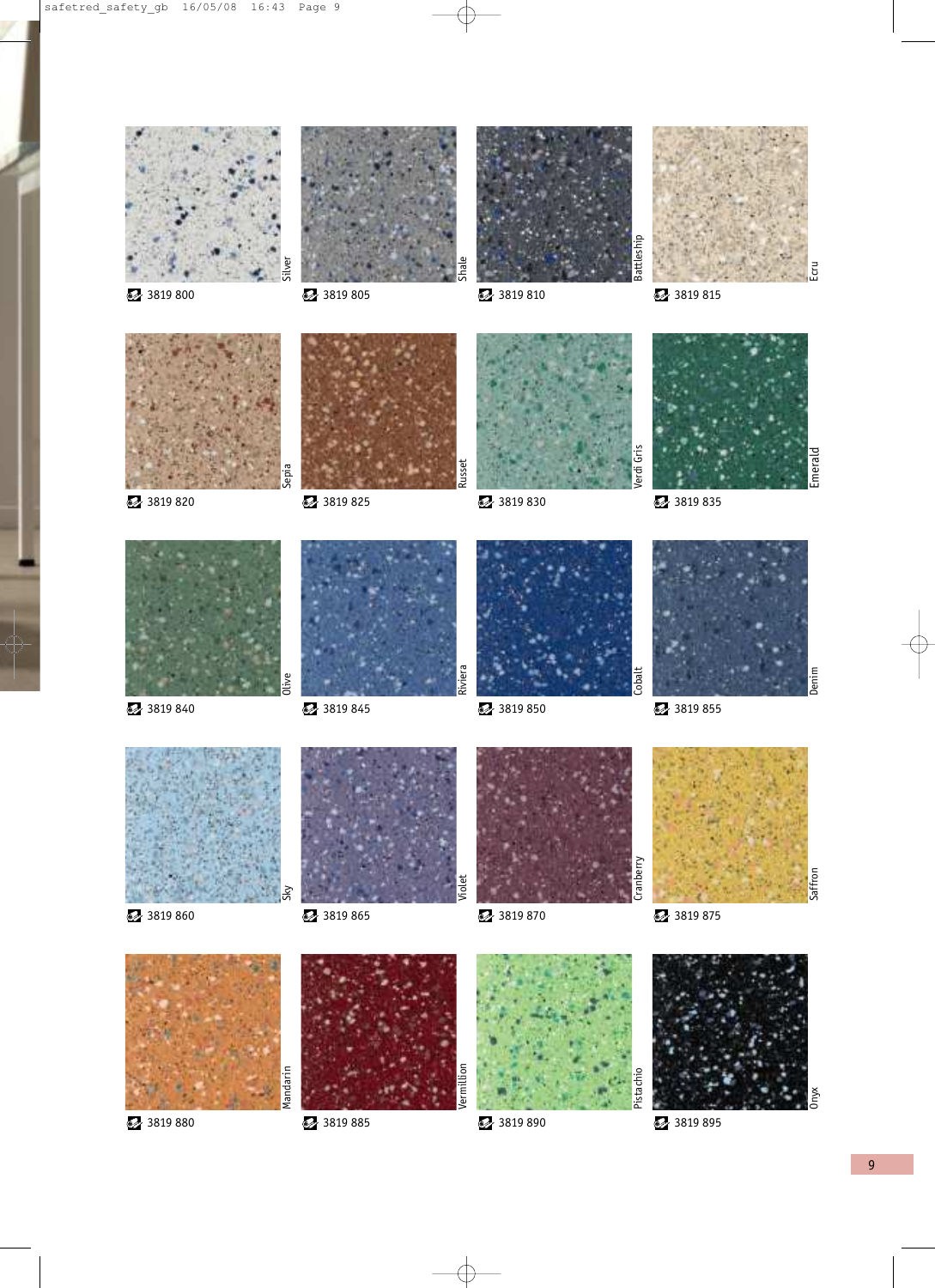| | | | |
|---|---|---|---|
| 3819 800 Silver | 3819 805 Shale | 3819 810 Battleship | 3819 815 Ecru |
| 3819 820 Sepia | 3819 825 Russet | 3819 830 Verdi Gris | 3819 835 Emerald |
| 3819 840 Olive | 3819 845 Riviera | 3819 850 Cobalt | 3819 855 Denim |
| 3819 860 Sky | 3819 865 Violet | 3819 870 Cranberry | 3819 875 Saffron |
| 3819 880 Mandarin | 3819 885 Vermillion | 3819 890 Pistachio | 3819 895 Onyx |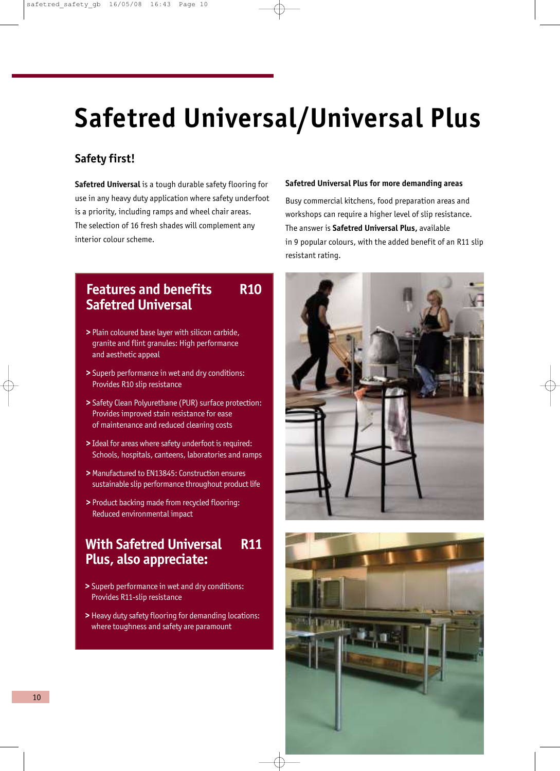# Safetred Universal/Universal Plus

## Safety first!

**Safetred Universal** is a tough durable safety flooring for use in any heavy duty application where safety underfoot is a priority, including ramps and wheel chair areas. The selection of 16 fresh shades will complement any interior colour scheme.

**Safetred Universal Plus for more demanding areas**

Busy commercial kitchens, food preparation areas and workshops can require a higher level of slip resistance. The answer is **Safetred Universal Plus,** available in 9 popular colours, with the added benefit of an R11 slip resistant rating.

### Features and benefits Safetred Universal — R10

- Plain coloured base layer with silicon carbide, granite and flint granules: High performance and aesthetic appeal
- Superb performance in wet and dry conditions: Provides R10 slip resistance
- Safety Clean Polyurethane (PUR) surface protection: Provides improved stain resistance for ease of maintenance and reduced cleaning costs
- Ideal for areas where safety underfoot is required: Schools, hospitals, canteens, laboratories and ramps
- Manufactured to EN13845: Construction ensures sustainable slip performance throughout product life
- Product backing made from recycled flooring: Reduced environmental impact

### With Safetred Universal Plus, also appreciate: — R11

- Superb performance in wet and dry conditions: Provides R11-slip resistance
- Heavy duty safety flooring for demanding locations: where toughness and safety are paramount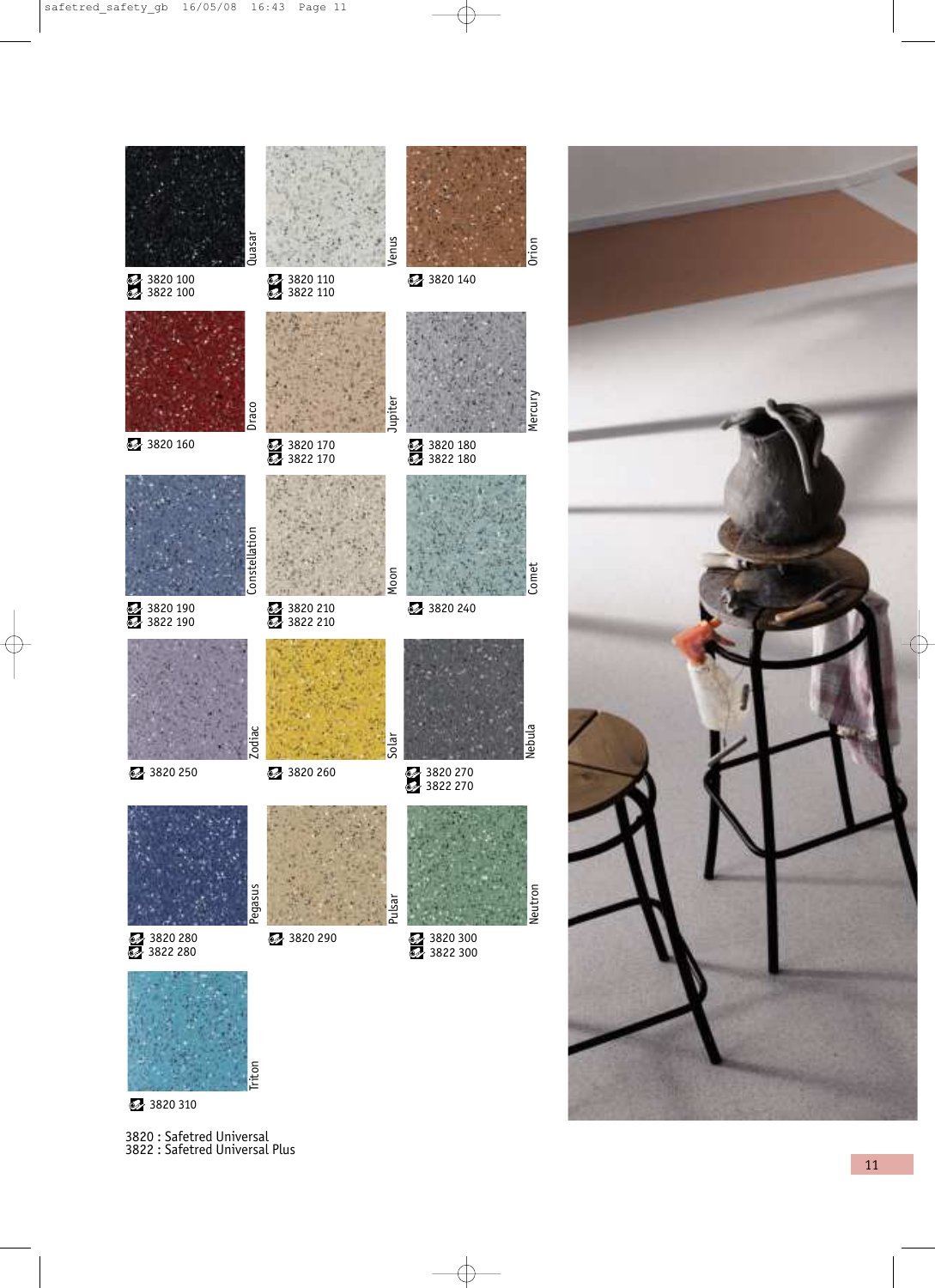Quasar
3820 100
3822 100

Venus
3820 110
3822 110

Orion
3820 140

Draco
3820 160

Jupiter
3820 170
3822 170

Mercury
3820 180
3822 180

Constellation
3820 190
3822 190

Moon
3820 210
3822 210

Comet
3820 240

Zodiac
3820 250

Solar
3820 260

Nebula
3820 270
3822 270

Pegasus
3820 280
3822 280

Pulsar
3820 290

Neutron
3820 300
3822 300

Triton
3820 310

3820 : Safetred Universal
3822 : Safetred Universal Plus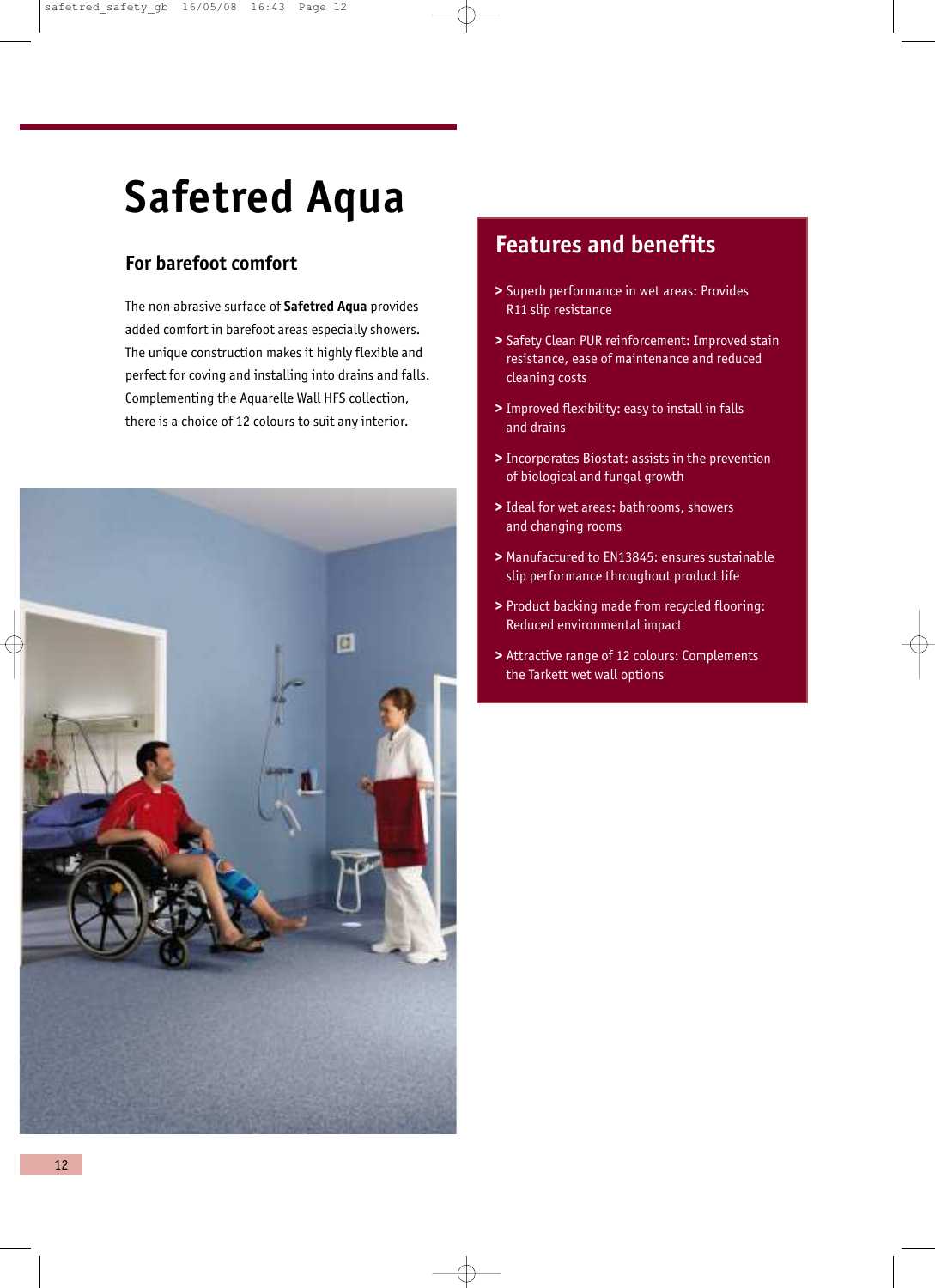# Safetred Aqua

## For barefoot comfort

The non abrasive surface of **Safetred Aqua** provides added comfort in barefoot areas especially showers. The unique construction makes it highly flexible and perfect for coving and installing into drains and falls. Complementing the Aquarelle Wall HFS collection, there is a choice of 12 colours to suit any interior.

## Features and benefits

- Superb performance in wet areas: Provides R11 slip resistance
- Safety Clean PUR reinforcement: Improved stain resistance, ease of maintenance and reduced cleaning costs
- Improved flexibility: easy to install in falls and drains
- Incorporates Biostat: assists in the prevention of biological and fungal growth
- Ideal for wet areas: bathrooms, showers and changing rooms
- Manufactured to EN13845: ensures sustainable slip performance throughout product life
- Product backing made from recycled flooring: Reduced environmental impact
- Attractive range of 12 colours: Complements the Tarkett wet wall options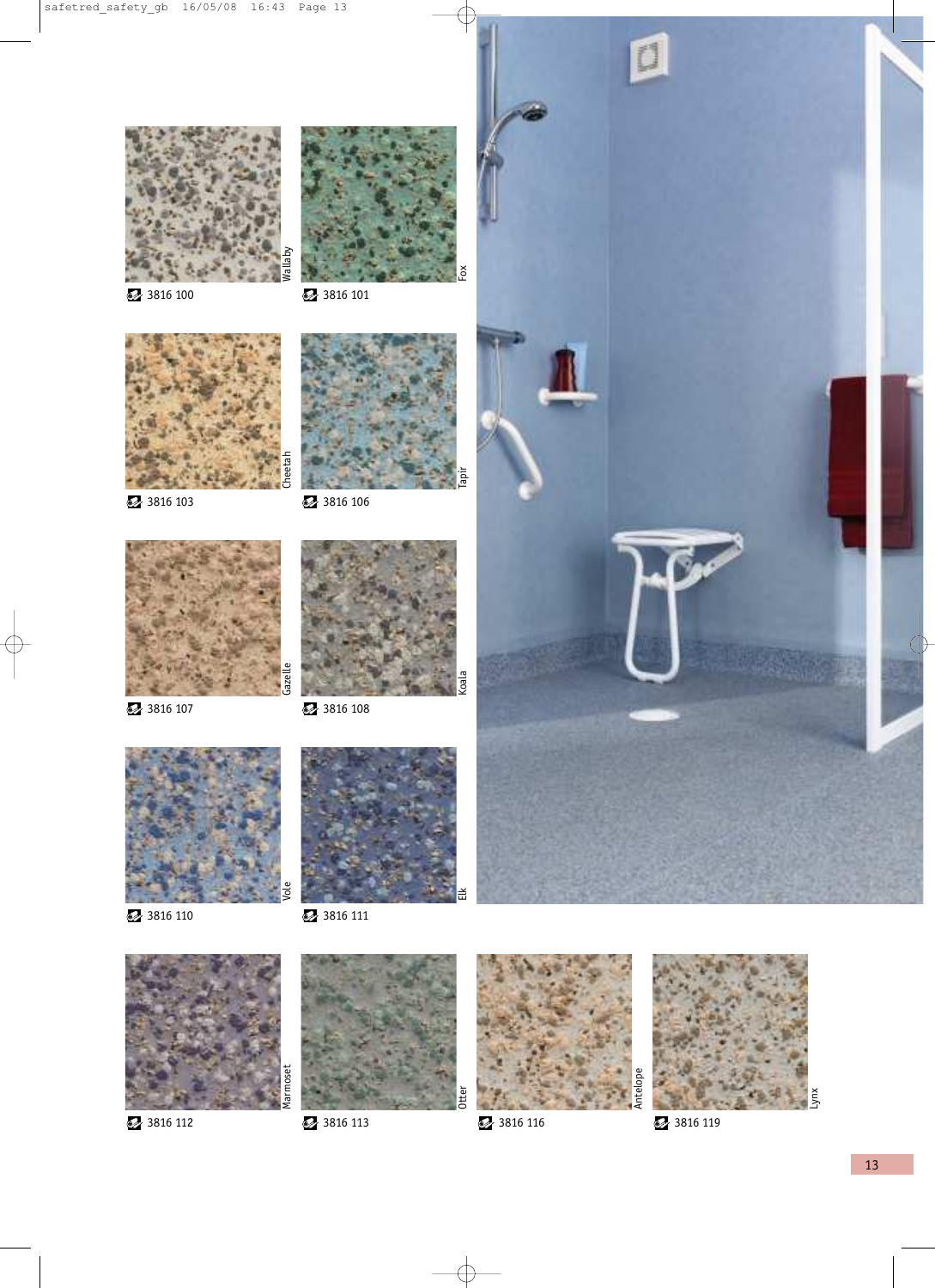Wallaby
3816 100

Fox
3816 101

Cheetah
3816 103

Tapir
3816 106

Gazelle
3816 107

Koala
3816 108

Vole
3816 110

Elk
3816 111

Marmoset
3816 112

Otter
3816 113

Antelope
3816 116

Lynx
3816 119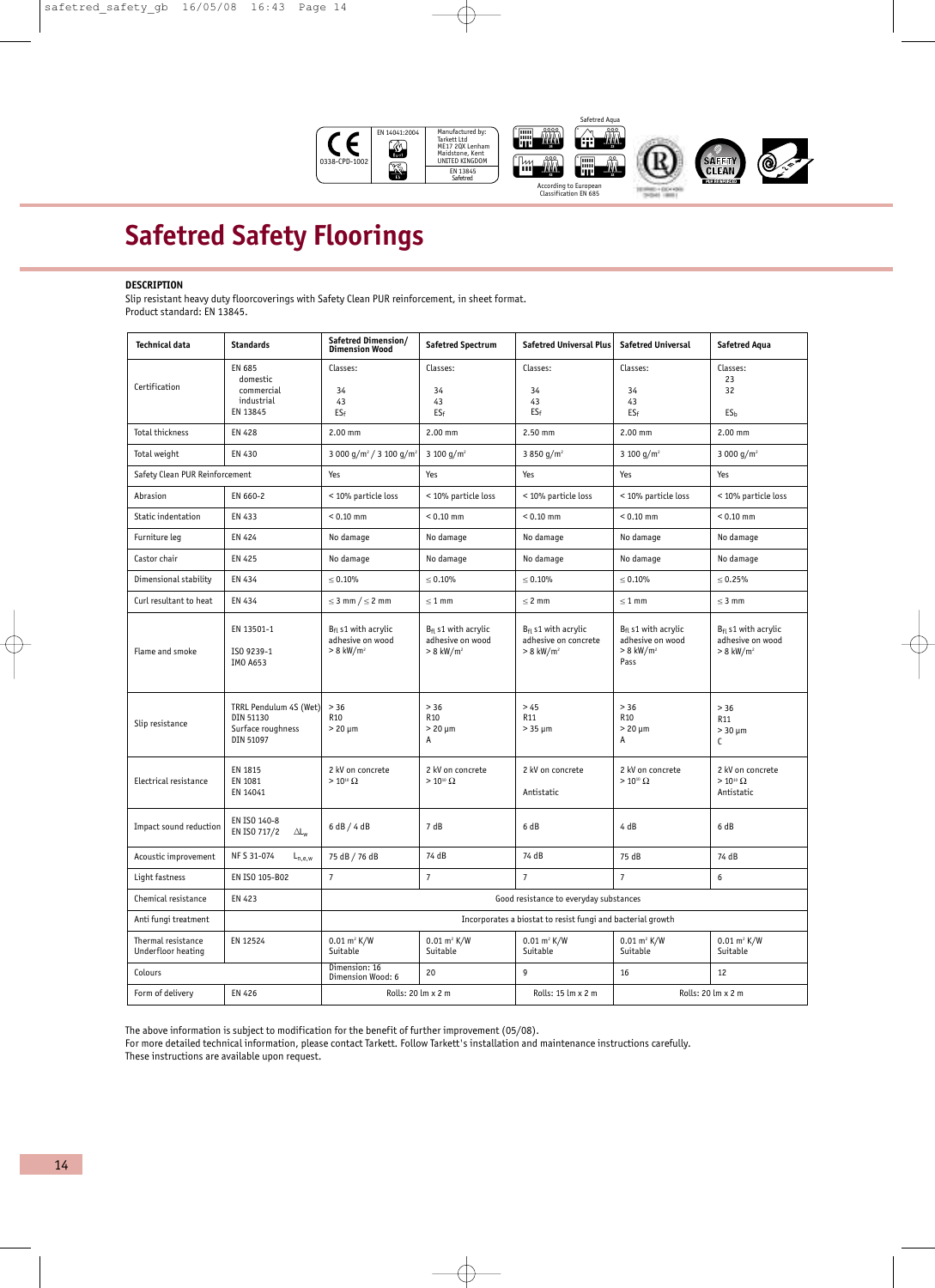# Safetred Safety Floorings

**DESCRIPTION**

Slip resistant heavy duty floorcoverings with Safety Clean PUR reinforcement, in sheet format.
Product standard: EN 13845.

| Technical data | Standards | Safetred Dimension/ Dimension Wood | Safetred Spectrum | Safetred Universal Plus | Safetred Universal | Safetred Aqua |
|---|---|---|---|---|---|---|
| Certification | EN 685 domestic commercial industrial EN 13845 | Classes: 34 43 $ES_f$ | Classes: 34 43 $ES_f$ | Classes: 34 43 $ES_f$ | Classes: 34 43 $ES_f$ | Classes: 23 32 $ES_b$ |
| Total thickness | EN 428 | 2.00 mm | 2.00 mm | 2.50 mm | 2.00 mm | 2.00 mm |
| Total weight | EN 430 | 3 000 g/m² / 3 100 g/m² | 3 100 g/m² | 3 850 g/m² | 3 100 g/m² | 3 000 g/m² |
| Safety Clean PUR Reinforcement | | Yes | Yes | Yes | Yes | Yes |
| Abrasion | EN 660-2 | < 10% particle loss | < 10% particle loss | < 10% particle loss | < 10% particle loss | < 10% particle loss |
| Static indentation | EN 433 | < 0.10 mm | < 0.10 mm | < 0.10 mm | < 0.10 mm | < 0.10 mm |
| Furniture leg | EN 424 | No damage | No damage | No damage | No damage | No damage |
| Castor chair | EN 425 | No damage | No damage | No damage | No damage | No damage |
| Dimensional stability | EN 434 | ≤ 0.10% | ≤ 0.10% | ≤ 0.10% | ≤ 0.10% | ≤ 0.25% |
| Curl resultant to heat | EN 434 | ≤ 3 mm / ≤ 2 mm | ≤ 1 mm | ≤ 2 mm | ≤ 1 mm | ≤ 3 mm |
| Flame and smoke | EN 13501-1 ISO 9239-1 IMO A653 | $B_{fl}$ s1 with acrylic adhesive on wood > 8 kW/m² | $B_{fl}$ s1 with acrylic adhesive on wood > 8 kW/m² | $B_{fl}$ s1 with acrylic adhesive on concrete > 8 kW/m² | $B_{fl}$ s1 with acrylic adhesive on wood > 8 kW/m² Pass | $B_{fl}$ s1 with acrylic adhesive on wood > 8 kW/m² |
| Slip resistance | TRRL Pendulum 4S (Wet) DIN 51130 Surface roughness DIN 51097 | > 36 R10 > 20 µm | > 36 R10 > 20 µm A | > 45 R11 > 35 µm | > 36 R10 > 20 µm A | > 36 R11 > 30 µm C |
| Electrical resistance | EN 1815 EN 1081 EN 14041 | 2 kV on concrete > $10^{10}$ Ω | 2 kV on concrete > $10^{10}$ Ω | 2 kV on concrete Antistatic | 2 kV on concrete > $10^{10}$ Ω | 2 kV on concrete > $10^{10}$ Ω Antistatic |
| Impact sound reduction | EN ISO 140-8 EN ISO 717/2 $\Delta L_w$ | 6 dB / 4 dB | 7 dB | 6 dB | 4 dB | 6 dB |
| Acoustic improvement | NF S 31-074 $L_{n,e,w}$ | 75 dB / 76 dB | 74 dB | 74 dB | 75 dB | 74 dB |
| Light fastness | EN ISO 105-B02 | 7 | 7 | 7 | 7 | 6 |
| Chemical resistance | EN 423 | Good resistance to everyday substances | | | | |
| Anti fungi treatment | | Incorporates a biostat to resist fungi and bacterial growth | | | | |
| Thermal resistance Underfloor heating | EN 12524 | 0.01 m² K/W Suitable | 0.01 m² K/W Suitable | 0.01 m² K/W Suitable | 0.01 m² K/W Suitable | 0.01 m² K/W Suitable |
| Colours | | Dimension: 16 Dimension Wood: 6 | 20 | 9 | 16 | 12 |
| Form of delivery | EN 426 | Rolls: 20 lm x 2 m | | Rolls: 15 lm x 2 m | Rolls: 20 lm x 2 m | |

The above information is subject to modification for the benefit of further improvement (05/08).
For more detailed technical information, please contact Tarkett. Follow Tarkett's installation and maintenance instructions carefully.
These instructions are available upon request.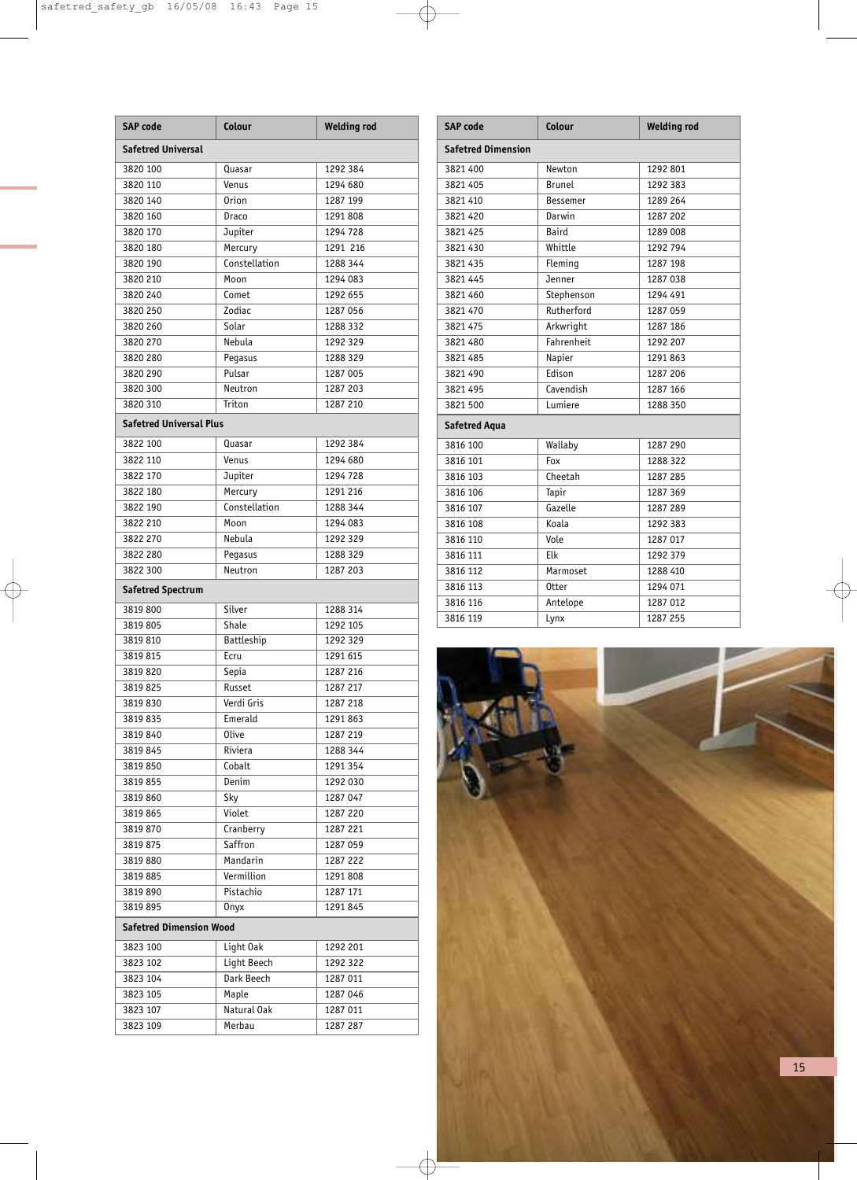| SAP code | Colour | Welding rod |
|---|---|---|
| **Safetred Universal** | | |
| 3820 100 | Quasar | 1292 384 |
| 3820 110 | Venus | 1294 680 |
| 3820 140 | Orion | 1287 199 |
| 3820 160 | Draco | 1291 808 |
| 3820 170 | Jupiter | 1294 728 |
| 3820 180 | Mercury | 1291 216 |
| 3820 190 | Constellation | 1288 344 |
| 3820 210 | Moon | 1294 083 |
| 3820 240 | Comet | 1292 655 |
| 3820 250 | Zodiac | 1287 056 |
| 3820 260 | Solar | 1288 332 |
| 3820 270 | Nebula | 1292 329 |
| 3820 280 | Pegasus | 1288 329 |
| 3820 290 | Pulsar | 1287 005 |
| 3820 300 | Neutron | 1287 203 |
| 3820 310 | Triton | 1287 210 |
| **Safetred Universal Plus** | | |
| 3822 100 | Quasar | 1292 384 |
| 3822 110 | Venus | 1294 680 |
| 3822 170 | Jupiter | 1294 728 |
| 3822 180 | Mercury | 1291 216 |
| 3822 190 | Constellation | 1288 344 |
| 3822 210 | Moon | 1294 083 |
| 3822 270 | Nebula | 1292 329 |
| 3822 280 | Pegasus | 1288 329 |
| 3822 300 | Neutron | 1287 203 |
| **Safetred Spectrum** | | |
| 3819 800 | Silver | 1288 314 |
| 3819 805 | Shale | 1292 105 |
| 3819 810 | Battleship | 1292 329 |
| 3819 815 | Ecru | 1291 615 |
| 3819 820 | Sepia | 1287 216 |
| 3819 825 | Russet | 1287 217 |
| 3819 830 | Verdi Gris | 1287 218 |
| 3819 835 | Emerald | 1291 863 |
| 3819 840 | Olive | 1287 219 |
| 3819 845 | Riviera | 1288 344 |
| 3819 850 | Cobalt | 1291 354 |
| 3819 855 | Denim | 1292 030 |
| 3819 860 | Sky | 1287 047 |
| 3819 865 | Violet | 1287 220 |
| 3819 870 | Cranberry | 1287 221 |
| 3819 875 | Saffron | 1287 059 |
| 3819 880 | Mandarin | 1287 222 |
| 3819 885 | Vermillion | 1291 808 |
| 3819 890 | Pistachio | 1287 171 |
| 3819 895 | Onyx | 1291 845 |
| **Safetred Dimension Wood** | | |
| 3823 100 | Light Oak | 1292 201 |
| 3823 102 | Light Beech | 1292 322 |
| 3823 104 | Dark Beech | 1287 011 |
| 3823 105 | Maple | 1287 046 |
| 3823 107 | Natural Oak | 1287 011 |
| 3823 109 | Merbau | 1287 287 |

| SAP code | Colour | Welding rod |
|---|---|---|
| **Safetred Dimension** | | |
| 3821 400 | Newton | 1292 801 |
| 3821 405 | Brunel | 1292 383 |
| 3821 410 | Bessemer | 1289 264 |
| 3821 420 | Darwin | 1287 202 |
| 3821 425 | Baird | 1289 008 |
| 3821 430 | Whittle | 1292 794 |
| 3821 435 | Fleming | 1287 198 |
| 3821 445 | Jenner | 1287 038 |
| 3821 460 | Stephenson | 1294 491 |
| 3821 470 | Rutherford | 1287 059 |
| 3821 475 | Arkwright | 1287 186 |
| 3821 480 | Fahrenheit | 1292 207 |
| 3821 485 | Napier | 1291 863 |
| 3821 490 | Edison | 1287 206 |
| 3821 495 | Cavendish | 1287 166 |
| 3821 500 | Lumiere | 1288 350 |
| **Safetred Aqua** | | |
| 3816 100 | Wallaby | 1287 290 |
| 3816 101 | Fox | 1288 322 |
| 3816 103 | Cheetah | 1287 285 |
| 3816 106 | Tapir | 1287 369 |
| 3816 107 | Gazelle | 1287 289 |
| 3816 108 | Koala | 1292 383 |
| 3816 110 | Vole | 1287 017 |
| 3816 111 | Elk | 1292 379 |
| 3816 112 | Marmoset | 1288 410 |
| 3816 113 | Otter | 1294 071 |
| 3816 116 | Antelope | 1287 012 |
| 3816 119 | Lynx | 1287 255 |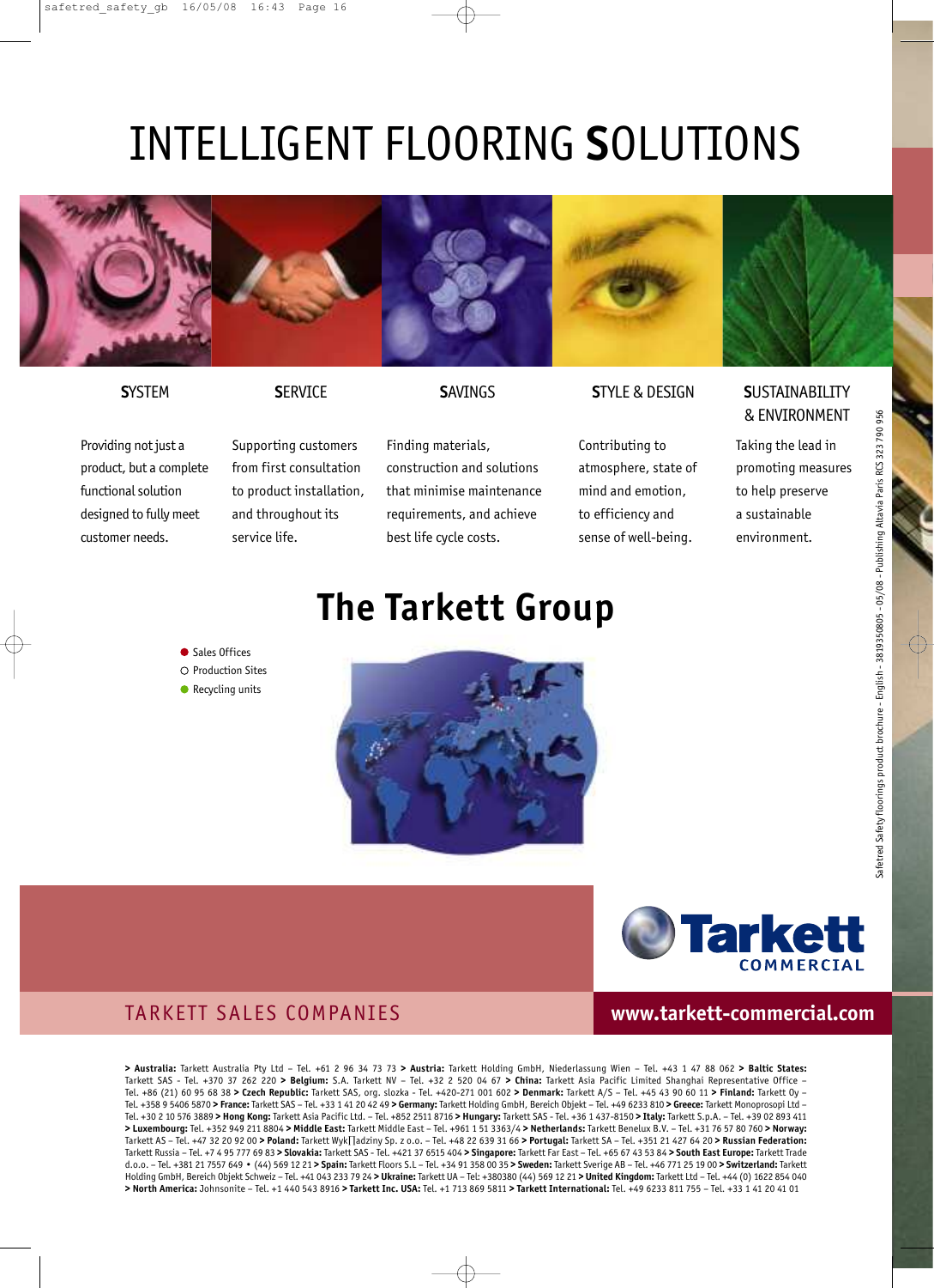# INTELLIGENT FLOORING SOLUTIONS

**SYSTEM**

Providing not just a product, but a complete functional solution designed to fully meet customer needs.

**SERVICE**

Supporting customers from first consultation to product installation, and throughout its service life.

**SAVINGS**

Finding materials, construction and solutions that minimise maintenance requirements, and achieve best life cycle costs.

**STYLE & DESIGN**

Contributing to atmosphere, state of mind and emotion, to efficiency and sense of well-being.

**SUSTAINABILITY & ENVIRONMENT**

Taking the lead in promoting measures to help preserve a sustainable environment.

## The Tarkett Group

- Sales Offices
- Production Sites
- Recycling units

Tarkett COMMERCIAL

## TARKETT SALES COMPANIES

**www.tarkett-commercial.com**

> **Australia:** Tarkett Australia Pty Ltd – Tel. +61 2 96 34 73 73 > **Austria:** Tarkett Holding GmbH, Niederlassung Wien – Tel. +43 1 47 88 062 > **Baltic States:** Tarkett SAS - Tel. +370 37 262 220 > **Belgium:** S.A. Tarkett NV – Tel. +32 2 520 04 67 > **China:** Tarkett Asia Pacific Limited Shanghai Representative Office – Tel. +86 (21) 60 95 68 38 > **Czech Republic:** Tarkett SAS, org. slozka - Tel. +420-271 001 602 > **Denmark:** Tarkett A/S – Tel. +45 43 90 60 11 > **Finland:** Tarkett Oy – Tel. +358 9 5406 5870 > **France:** Tarkett SAS – Tel. +33 1 41 20 42 49 > **Germany:** Tarkett Holding GmbH, Bereich Objekt – Tel. +49 6233 810 > **Greece:** Tarkett Monoprosopi Ltd – Tel. +30 2 10 576 3889 > **Hong Kong:** Tarkett Asia Pacific Ltd. – Tel. +852 2511 8716 > **Hungary:** Tarkett SAS - Tel. +36 1 437-8150 > **Italy:** Tarkett S.p.A. – Tel. +39 02 893 411 > **Luxembourg:** Tel. +352 949 211 8804 > **Middle East:** Tarkett Middle East – Tel. +961 1 51 3363/4 > **Netherlands:** Tarkett Benelux B.V. – Tel. +31 76 57 80 760 > **Norway:** Tarkett AS – Tel. +47 32 20 92 00 > **Poland:** Tarkett Wykladziny Sp. z o.o. – Tel. +48 22 639 31 66 > **Portugal:** Tarkett SA – Tel. +351 21 427 64 20 > **Russian Federation:** Tarkett Russia – Tel. +7 4 95 777 69 83 > **Slovakia:** Tarkett SAS - Tel. +421 37 6515 404 > **Singapore:** Tarkett Far East – Tel. +65 67 43 53 84 > **South East Europe:** Tarkett Trade d.o.o. – Tel. +381 21 7557 649 • (44) 569 12 21 > **Spain:** Tarkett Floors S.L – Tel. +34 91 358 00 35 > **Sweden:** Tarkett Sverige AB – Tel. +46 771 25 19 00 > **Switzerland:** Tarkett Holding GmbH, Bereich Objekt Schweiz – Tel. +41 043 233 79 24 > **Ukraine:** Tarkett UA – Tel: +380380 (44) 569 12 21 > **United Kingdom:** Tarkett Ltd – Tel. +44 (0) 1622 854 040 > **North America:** Johnsonite – Tel. +1 440 543 8916 > **Tarkett Inc. USA:** Tel. +1 713 869 5811 > **Tarkett International:** Tel. +49 6233 811 755 – Tel. +33 1 41 20 41 01

Safetred Safety floorings product brochure - English - 3819350805 - 05/08 - Publishing Altavia Paris RCS 323 790 956